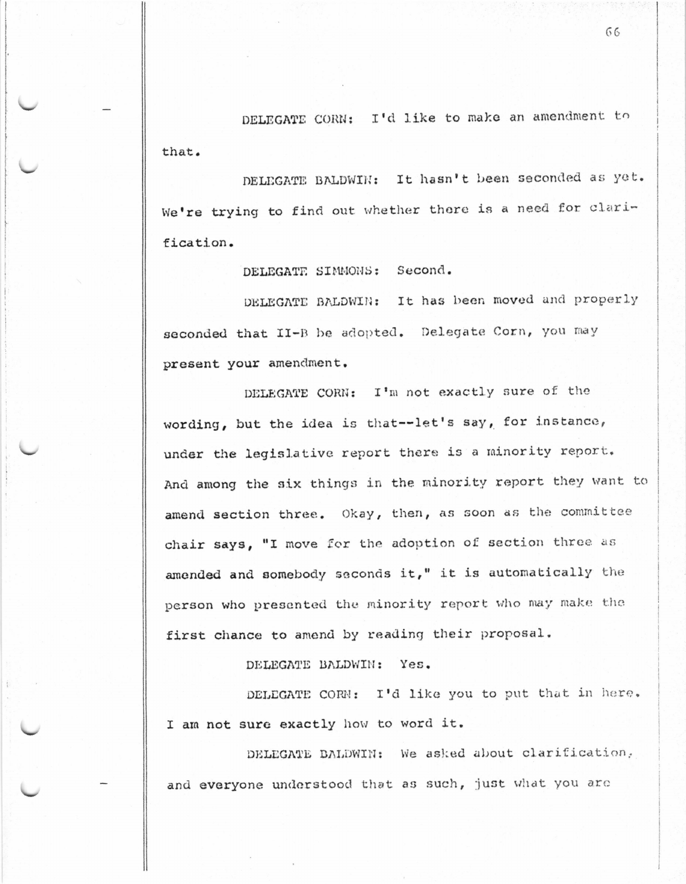DELEGATE CORN: I'd like to make an amendment to that.

DELEGATE BALDWIN: It hasn't been seconded as yet. We're trying to find out whether there is a need for clarification.

DELEGATE SIMMONS: Second.

DELEGATE BALDWIN: It has been moved and properly seconded that II-B be adopted. Delegate Corn, you may present your amendment.

DELEGATE CORN: I'm not exactly sure of the wording, but the idea is that--let's say, for instance, under the legislative report there is a minority report. And among the six things in the minority report they want to amend section three. Okay, then, as soon as the committee chair says, "I move for the adoption of section three as amended and somebody seconds it," it is automatically the person who presented the minority report who may make the first chance to amend by reading their proposal.

DELEGATE BALDWIN: Yes.

DELEGATE CORN: I'd like you to put that in here. I am not sure exactly how to word it.

DELEGATE BALDWIN: We asked about clarification, and everyone understood that as such, just what you are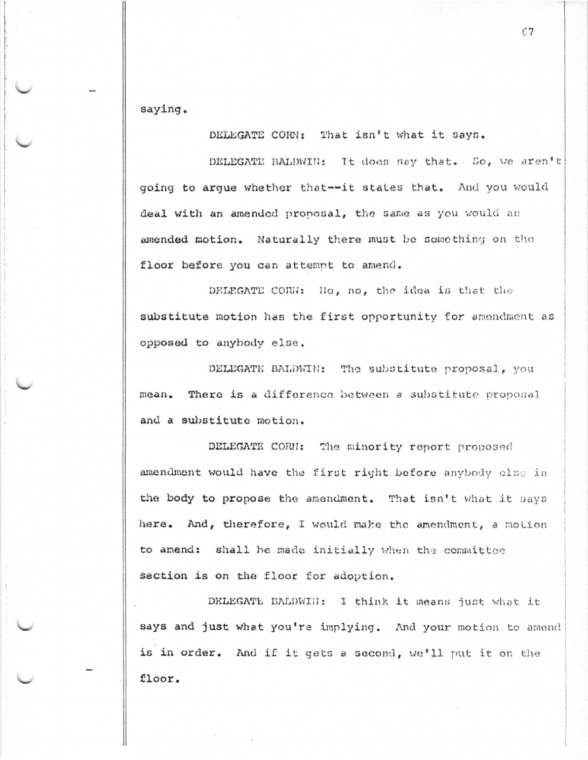saying.

DELEGATE CORN: That isn't what it says.

DELEGATE BALDWIN: It does say that. So, we aren't going to argue whether that--it states that. And you would deal with an amended proposal, the same as you would an amended motion. Naturally there must be something on the floor before you can attempt to amend.

DELEGATE CORN: No, no, the idea is that the substitute motion has the first opportunity for amendment as opposed to anybody else.

DELEGATE BALDWIN: The substitute proposal, you mean. There is a difference between a substitute proposal and a substitute motion.

DELEGATE CORN: The minority report proposed amendment would have the first right before anybody else in the body to propose the amendment. That isn't what it says here. And, therefore, I would make the amendment, a motion to amend: shall be made initially when the committee section is on the floor for adoption.

DELEGATE BALDWIN: I think it means just what it says and just what you're implying. And your motion to amend is in order. And if it gets a second, we'll put it on the floor.